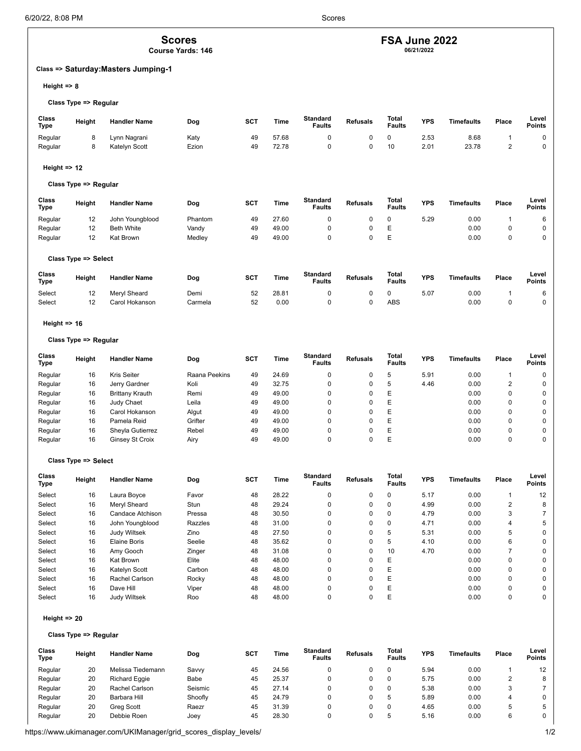# Scores

**Course Yards: 146**

# FSA June 2022

**06/21/2022**

### Class => Saturday:Masters Jumping-1

**Height => 8**

**Class Type => Regular**

| Class Type | Height | Handler Name | Dog | SCT | Time | Standard Faults | Refusals | Total Faults | YPS | Timefaults | Place | Level Points |
|---|---|---|---|---|---|---|---|---|---|---|---|---|
| Regular | 8 | Lynn Nagrani | Katy | 49 | 57.68 | 0 | 0 | 0 | 2.53 | 8.68 | 1 | 0 |
| Regular | 8 | Katelyn Scott | Ezion | 49 | 72.78 | 0 | 0 | 10 | 2.01 | 23.78 | 2 | 0 |

**Height => 12**

**Class Type => Regular**

| Class Type | Height | Handler Name | Dog | SCT | Time | Standard Faults | Refusals | Total Faults | YPS | Timefaults | Place | Level Points |
|---|---|---|---|---|---|---|---|---|---|---|---|---|
| Regular | 12 | John Youngblood | Phantom | 49 | 27.60 | 0 | 0 | 0 | 5.29 | 0.00 | 1 | 6 |
| Regular | 12 | Beth White | Vandy | 49 | 49.00 | 0 | 0 | E | | 0.00 | 0 | 0 |
| Regular | 12 | Kat Brown | Medley | 49 | 49.00 | 0 | 0 | E | | 0.00 | 0 | 0 |

**Class Type => Select**

| Class Type | Height | Handler Name | Dog | SCT | Time | Standard Faults | Refusals | Total Faults | YPS | Timefaults | Place | Level Points |
|---|---|---|---|---|---|---|---|---|---|---|---|---|
| Select | 12 | Meryl Sheard | Demi | 52 | 28.81 | 0 | 0 | 0 | 5.07 | 0.00 | 1 | 6 |
| Select | 12 | Carol Hokanson | Carmela | 52 | 0.00 | 0 | 0 | ABS | | 0.00 | 0 | 0 |

**Height => 16**

**Class Type => Regular**

| Class Type | Height | Handler Name | Dog | SCT | Time | Standard Faults | Refusals | Total Faults | YPS | Timefaults | Place | Level Points |
|---|---|---|---|---|---|---|---|---|---|---|---|---|
| Regular | 16 | Kris Seiter | Raana Peekins | 49 | 24.69 | 0 | 0 | 5 | 5.91 | 0.00 | 1 | 0 |
| Regular | 16 | Jerry Gardner | Koli | 49 | 32.75 | 0 | 0 | 5 | 4.46 | 0.00 | 2 | 0 |
| Regular | 16 | Brittany Krauth | Remi | 49 | 49.00 | 0 | 0 | E | | 0.00 | 0 | 0 |
| Regular | 16 | Judy Chaet | Leila | 49 | 49.00 | 0 | 0 | E | | 0.00 | 0 | 0 |
| Regular | 16 | Carol Hokanson | Algut | 49 | 49.00 | 0 | 0 | E | | 0.00 | 0 | 0 |
| Regular | 16 | Pamela Reid | Grifter | 49 | 49.00 | 0 | 0 | E | | 0.00 | 0 | 0 |
| Regular | 16 | Sheyla Gutierrez | Rebel | 49 | 49.00 | 0 | 0 | E | | 0.00 | 0 | 0 |
| Regular | 16 | Ginsey St Croix | Airy | 49 | 49.00 | 0 | 0 | E | | 0.00 | 0 | 0 |

**Class Type => Select**

| Class Type | Height | Handler Name | Dog | SCT | Time | Standard Faults | Refusals | Total Faults | YPS | Timefaults | Place | Level Points |
|---|---|---|---|---|---|---|---|---|---|---|---|---|
| Select | 16 | Laura Boyce | Favor | 48 | 28.22 | 0 | 0 | 0 | 5.17 | 0.00 | 1 | 12 |
| Select | 16 | Meryl Sheard | Stun | 48 | 29.24 | 0 | 0 | 0 | 4.99 | 0.00 | 2 | 8 |
| Select | 16 | Candace Atchison | Pressa | 48 | 30.50 | 0 | 0 | 0 | 4.79 | 0.00 | 3 | 7 |
| Select | 16 | John Youngblood | Razzles | 48 | 31.00 | 0 | 0 | 0 | 4.71 | 0.00 | 4 | 5 |
| Select | 16 | Judy Wiltsek | Zino | 48 | 27.50 | 0 | 0 | 5 | 5.31 | 0.00 | 5 | 0 |
| Select | 16 | Elaine Boris | Seelie | 48 | 35.62 | 0 | 0 | 5 | 4.10 | 0.00 | 6 | 0 |
| Select | 16 | Amy Gooch | Zinger | 48 | 31.08 | 0 | 0 | 10 | 4.70 | 0.00 | 7 | 0 |
| Select | 16 | Kat Brown | Elite | 48 | 48.00 | 0 | 0 | E | | 0.00 | 0 | 0 |
| Select | 16 | Katelyn Scott | Carbon | 48 | 48.00 | 0 | 0 | E | | 0.00 | 0 | 0 |
| Select | 16 | Rachel Carlson | Rocky | 48 | 48.00 | 0 | 0 | E | | 0.00 | 0 | 0 |
| Select | 16 | Dave Hill | Viper | 48 | 48.00 | 0 | 0 | E | | 0.00 | 0 | 0 |
| Select | 16 | Judy Wiltsek | Roo | 48 | 48.00 | 0 | 0 | E | | 0.00 | 0 | 0 |

**Height => 20**

**Class Type => Regular**

| Class Type | Height | Handler Name | Dog | SCT | Time | Standard Faults | Refusals | Total Faults | YPS | Timefaults | Place | Level Points |
|---|---|---|---|---|---|---|---|---|---|---|---|---|
| Regular | 20 | Melissa Tiedemann | Savvy | 45 | 24.56 | 0 | 0 | 0 | 5.94 | 0.00 | 1 | 12 |
| Regular | 20 | Richard Eggie | Babe | 45 | 25.37 | 0 | 0 | 0 | 5.75 | 0.00 | 2 | 8 |
| Regular | 20 | Rachel Carlson | Seismic | 45 | 27.14 | 0 | 0 | 0 | 5.38 | 0.00 | 3 | 7 |
| Regular | 20 | Barbara Hill | Shoofly | 45 | 24.79 | 0 | 0 | 5 | 5.89 | 0.00 | 4 | 0 |
| Regular | 20 | Greg Scott | Raezr | 45 | 31.39 | 0 | 0 | 0 | 4.65 | 0.00 | 5 | 5 |
| Regular | 20 | Debbie Roen | Joey | 45 | 28.30 | 0 | 0 | 5 | 5.16 | 0.00 | 6 | 0 |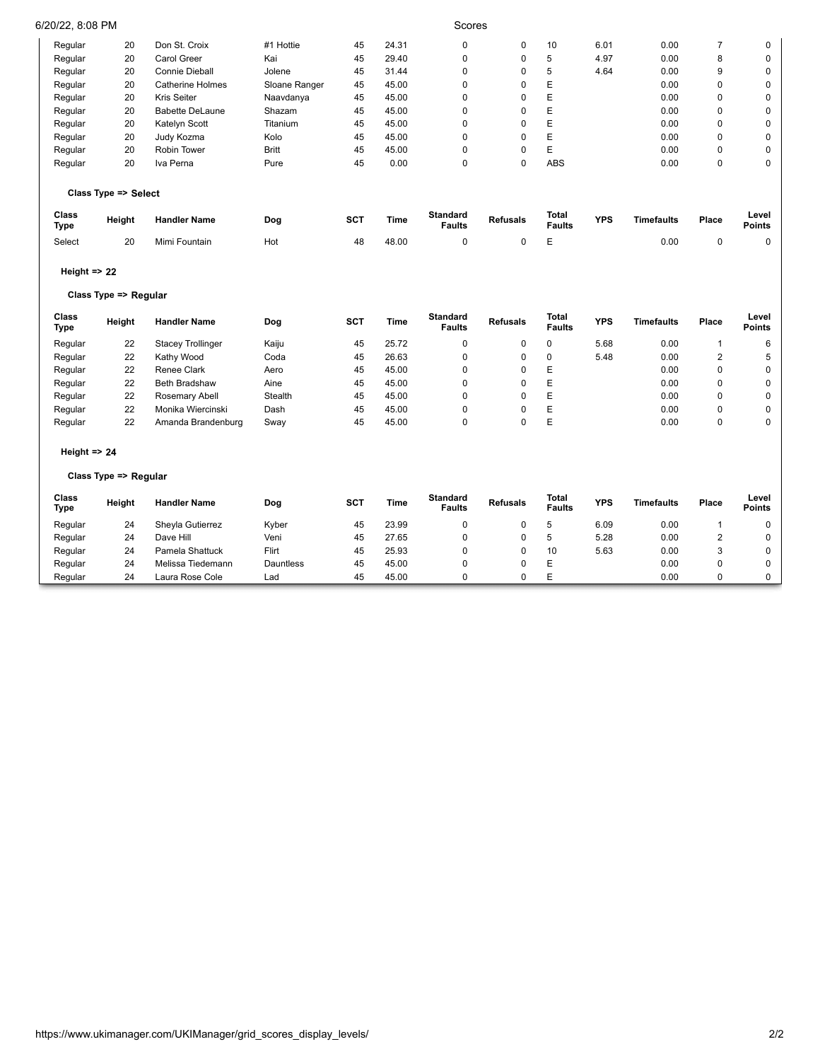| | | | | | | | | | | | | |
|---|---|---|---|---|---|---|---|---|---|---|---|---|
| Regular | 20 | Don St. Croix | #1 Hottie | 45 | 24.31 | 0 | 0 | 10 | 6.01 | 0.00 | 7 | 0 |
| Regular | 20 | Carol Greer | Kai | 45 | 29.40 | 0 | 0 | 5 | 4.97 | 0.00 | 8 | 0 |
| Regular | 20 | Connie Dieball | Jolene | 45 | 31.44 | 0 | 0 | 5 | 4.64 | 0.00 | 9 | 0 |
| Regular | 20 | Catherine Holmes | Sloane Ranger | 45 | 45.00 | 0 | 0 | E | | 0.00 | 0 | 0 |
| Regular | 20 | Kris Seiter | Naavdanya | 45 | 45.00 | 0 | 0 | E | | 0.00 | 0 | 0 |
| Regular | 20 | Babette DeLaune | Shazam | 45 | 45.00 | 0 | 0 | E | | 0.00 | 0 | 0 |
| Regular | 20 | Katelyn Scott | Titanium | 45 | 45.00 | 0 | 0 | E | | 0.00 | 0 | 0 |
| Regular | 20 | Judy Kozma | Kolo | 45 | 45.00 | 0 | 0 | E | | 0.00 | 0 | 0 |
| Regular | 20 | Robin Tower | Britt | 45 | 45.00 | 0 | 0 | E | | 0.00 | 0 | 0 |
| Regular | 20 | Iva Perna | Pure | 45 | 0.00 | 0 | 0 | ABS | | 0.00 | 0 | 0 |

**Class Type => Select**

| Class Type | Height | Handler Name | Dog | SCT | Time | Standard Faults | Refusals | Total Faults | YPS | Timefaults | Place | Level Points |
|---|---|---|---|---|---|---|---|---|---|---|---|---|
| Select | 20 | Mimi Fountain | Hot | 48 | 48.00 | 0 | 0 | E | | 0.00 | 0 | 0 |

**Height => 22**

**Class Type => Regular**

| Class Type | Height | Handler Name | Dog | SCT | Time | Standard Faults | Refusals | Total Faults | YPS | Timefaults | Place | Level Points |
|---|---|---|---|---|---|---|---|---|---|---|---|---|
| Regular | 22 | Stacey Trollinger | Kaiju | 45 | 25.72 | 0 | 0 | 0 | 5.68 | 0.00 | 1 | 6 |
| Regular | 22 | Kathy Wood | Coda | 45 | 26.63 | 0 | 0 | 0 | 5.48 | 0.00 | 2 | 5 |
| Regular | 22 | Renee Clark | Aero | 45 | 45.00 | 0 | 0 | E | | 0.00 | 0 | 0 |
| Regular | 22 | Beth Bradshaw | Aine | 45 | 45.00 | 0 | 0 | E | | 0.00 | 0 | 0 |
| Regular | 22 | Rosemary Abell | Stealth | 45 | 45.00 | 0 | 0 | E | | 0.00 | 0 | 0 |
| Regular | 22 | Monika Wiercinski | Dash | 45 | 45.00 | 0 | 0 | E | | 0.00 | 0 | 0 |
| Regular | 22 | Amanda Brandenburg | Sway | 45 | 45.00 | 0 | 0 | E | | 0.00 | 0 | 0 |

**Height => 24**

**Class Type => Regular**

| Class Type | Height | Handler Name | Dog | SCT | Time | Standard Faults | Refusals | Total Faults | YPS | Timefaults | Place | Level Points |
|---|---|---|---|---|---|---|---|---|---|---|---|---|
| Regular | 24 | Sheyla Gutierrez | Kyber | 45 | 23.99 | 0 | 0 | 5 | 6.09 | 0.00 | 1 | 0 |
| Regular | 24 | Dave Hill | Veni | 45 | 27.65 | 0 | 0 | 5 | 5.28 | 0.00 | 2 | 0 |
| Regular | 24 | Pamela Shattuck | Flirt | 45 | 25.93 | 0 | 0 | 10 | 5.63 | 0.00 | 3 | 0 |
| Regular | 24 | Melissa Tiedemann | Dauntless | 45 | 45.00 | 0 | 0 | E | | 0.00 | 0 | 0 |
| Regular | 24 | Laura Rose Cole | Lad | 45 | 45.00 | 0 | 0 | E | | 0.00 | 0 | 0 |